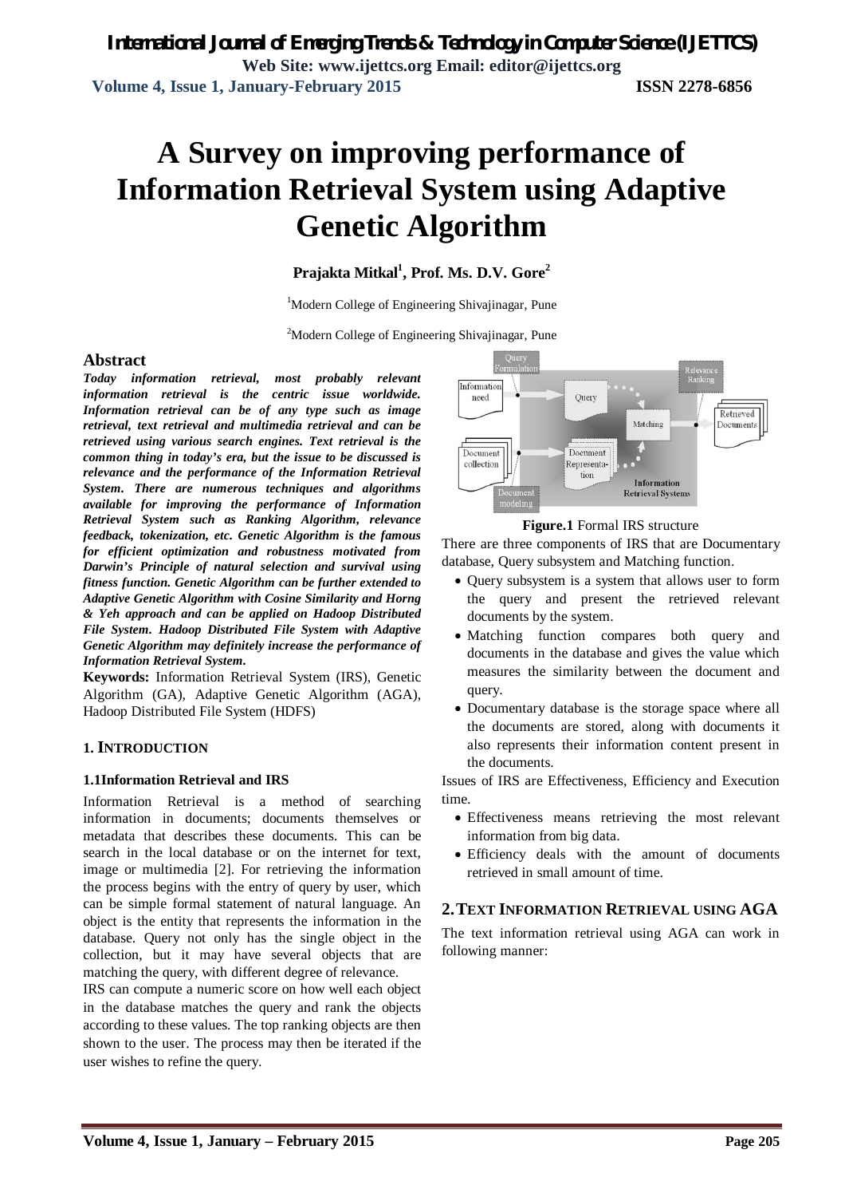# A Survey on improving performance of Information Retrieval System using Adaptive Genetic Algorithm

**Prajakta Mitkal[1], Prof. Ms. D.V. Gore[2]**

[1]Modern College of Engineering Shivajinagar, Pune

[2]Modern College of Engineering Shivajinagar, Pune

## Abstract

***Today information retrieval, most probably relevant information retrieval is the centric issue worldwide. Information retrieval can be of any type such as image retrieval, text retrieval and multimedia retrieval and can be retrieved using various search engines. Text retrieval is the common thing in today's era, but the issue to be discussed is relevance and the performance of the Information Retrieval System. There are numerous techniques and algorithms available for improving the performance of Information Retrieval System such as Ranking Algorithm, relevance feedback, tokenization, etc. Genetic Algorithm is the famous for efficient optimization and robustness motivated from Darwin's Principle of natural selection and survival using fitness function. Genetic Algorithm can be further extended to Adaptive Genetic Algorithm with Cosine Similarity and Horng & Yeh approach and can be applied on Hadoop Distributed File System. Hadoop Distributed File System with Adaptive Genetic Algorithm may definitely increase the performance of Information Retrieval System.***

**Keywords:** Information Retrieval System (IRS), Genetic Algorithm (GA), Adaptive Genetic Algorithm (AGA), Hadoop Distributed File System (HDFS)

## 1. INTRODUCTION

### 1.1Information Retrieval and IRS

Information Retrieval is a method of searching information in documents; documents themselves or metadata that describes these documents. This can be search in the local database or on the internet for text, image or multimedia [2]. For retrieving the information the process begins with the entry of query by user, which can be simple formal statement of natural language. An object is the entity that represents the information in the database. Query not only has the single object in the collection, but it may have several objects that are matching the query, with different degree of relevance.

IRS can compute a numeric score on how well each object in the database matches the query and rank the objects according to these values. The top ranking objects are then shown to the user. The process may then be iterated if the user wishes to refine the query.

**Figure.1** Formal IRS structure

There are three components of IRS that are Documentary database, Query subsystem and Matching function.

- Query subsystem is a system that allows user to form the query and present the retrieved relevant documents by the system.
- Matching function compares both query and documents in the database and gives the value which measures the similarity between the document and query.
- Documentary database is the storage space where all the documents are stored, along with documents it also represents their information content present in the documents.

Issues of IRS are Effectiveness, Efficiency and Execution time.

- Effectiveness means retrieving the most relevant information from big data.
- Efficiency deals with the amount of documents retrieved in small amount of time.

## 2. TEXT INFORMATION RETRIEVAL USING AGA

The text information retrieval using AGA can work in following manner: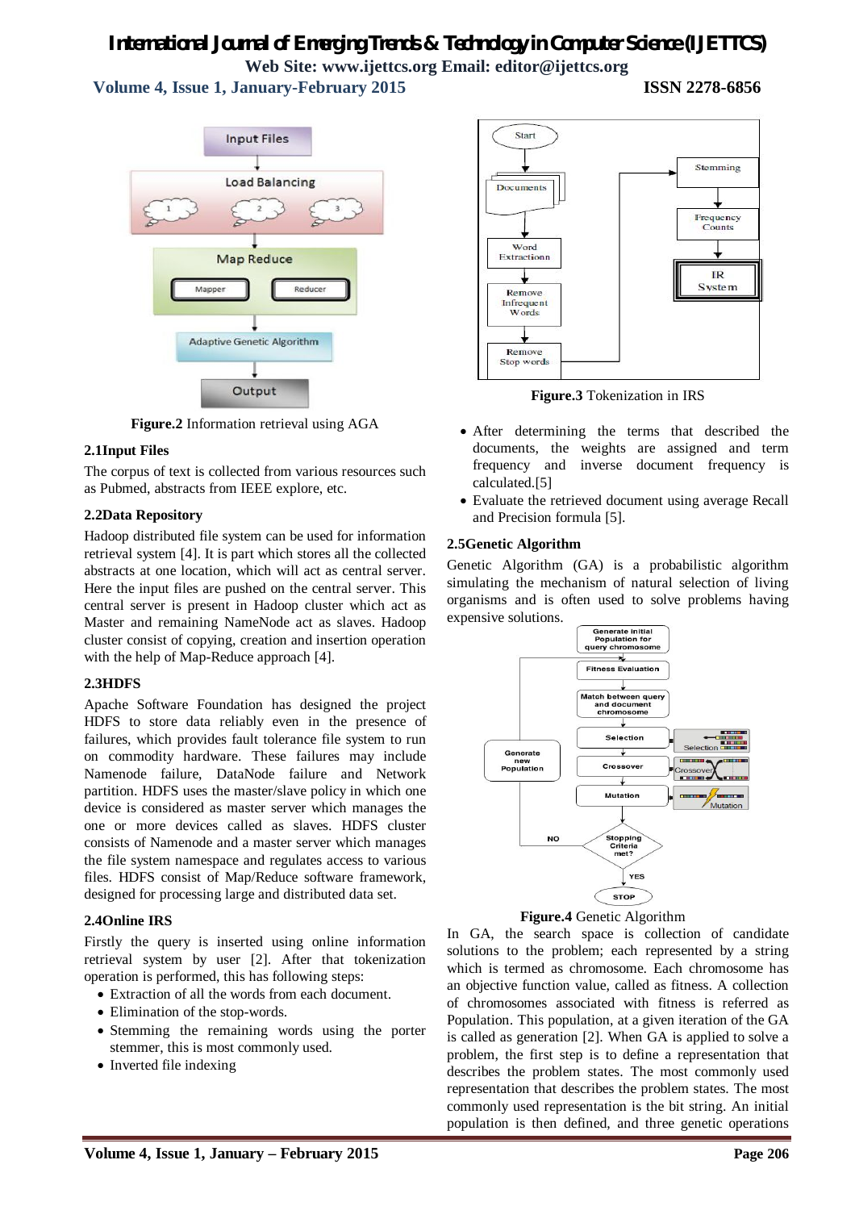**Figure.2** Information retrieval using AGA

### 2.1Input Files

The corpus of text is collected from various resources such as Pubmed, abstracts from IEEE explore, etc.

### 2.2Data Repository

Hadoop distributed file system can be used for information retrieval system [4]. It is part which stores all the collected abstracts at one location, which will act as central server. Here the input files are pushed on the central server. This central server is present in Hadoop cluster which act as Master and remaining NameNode act as slaves. Hadoop cluster consist of copying, creation and insertion operation with the help of Map-Reduce approach [4].

### 2.3HDFS

Apache Software Foundation has designed the project HDFS to store data reliably even in the presence of failures, which provides fault tolerance file system to run on commodity hardware. These failures may include Namenode failure, DataNode failure and Network partition. HDFS uses the master/slave policy in which one device is considered as master server which manages the one or more devices called as slaves. HDFS cluster consists of Namenode and a master server which manages the file system namespace and regulates access to various files. HDFS consist of Map/Reduce software framework, designed for processing large and distributed data set.

### 2.4Online IRS

Firstly the query is inserted using online information retrieval system by user [2]. After that tokenization operation is performed, this has following steps:

- Extraction of all the words from each document.
- Elimination of the stop-words.
- Stemming the remaining words using the porter stemmer, this is most commonly used.
- Inverted file indexing

**Figure.3** Tokenization in IRS

- After determining the terms that described the documents, the weights are assigned and term frequency and inverse document frequency is calculated.[5]
- Evaluate the retrieved document using average Recall and Precision formula [5].

### 2.5Genetic Algorithm

Genetic Algorithm (GA) is a probabilistic algorithm simulating the mechanism of natural selection of living organisms and is often used to solve problems having expensive solutions.

**Figure.4** Genetic Algorithm

In GA, the search space is collection of candidate solutions to the problem; each represented by a string which is termed as chromosome. Each chromosome has an objective function value, called as fitness. A collection of chromosomes associated with fitness is referred as Population. This population, at a given iteration of the GA is called as generation [2]. When GA is applied to solve a problem, the first step is to define a representation that describes the problem states. The most commonly used representation that describes the problem states. The most commonly used representation is the bit string. An initial population is then defined, and three genetic operations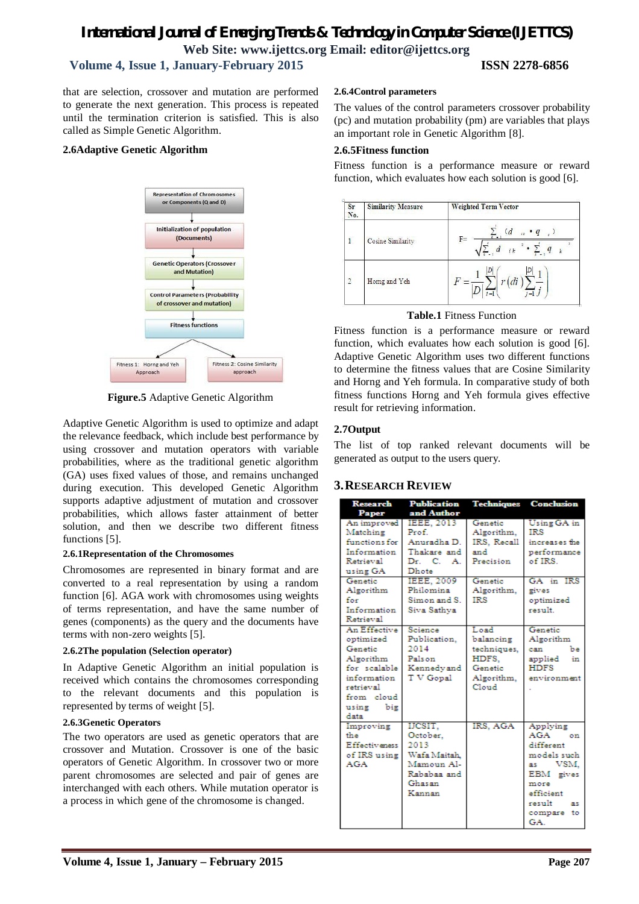that are selection, crossover and mutation are performed to generate the next generation. This process is repeated until the termination criterion is satisfied. This is also called as Simple Genetic Algorithm.

### 2.6 Adaptive Genetic Algorithm

Representation of Chromosomes or Components (Q and D)

Initialization of population (Documents)

Genetic Operators (Crossover and Mutation)

Control Parameters (Probability of crossover and mutation)

Fitness functions

Fitness 1: Horng and Yeh Approach

Fitness 2: Cosine Similarity approach

**Figure.5** Adaptive Genetic Algorithm

Adaptive Genetic Algorithm is used to optimize and adapt the relevance feedback, which include best performance by using crossover and mutation operators with variable probabilities, where as the traditional genetic algorithm (GA) uses fixed values of those, and remains unchanged during execution. This developed Genetic Algorithm supports adaptive adjustment of mutation and crossover probabilities, which allows faster attainment of better solution, and then we describe two different fitness functions [5].

#### 2.6.1 Representation of the Chromosomes

Chromosomes are represented in binary format and are converted to a real representation by using a random function [6]. AGA work with chromosomes using weights of terms representation, and have the same number of genes (components) as the query and the documents have terms with non-zero weights [5].

#### 2.6.2 The population (Selection operator)

In Adaptive Genetic Algorithm an initial population is received which contains the chromosomes corresponding to the relevant documents and this population is represented by terms of weight [5].

#### 2.6.3 Genetic Operators

The two operators are used as genetic operators that are crossover and Mutation. Crossover is one of the basic operators of Genetic Algorithm. In crossover two or more parent chromosomes are selected and pair of genes are interchanged with each others. While mutation operator is a process in which gene of the chromosome is changed.

#### 2.6.4 Control parameters

The values of the control parameters crossover probability (pc) and mutation probability (pm) are variables that plays an important role in Genetic Algorithm [8].

#### 2.6.5 Fitness function

Fitness function is a performance measure or reward function, which evaluates how each solution is good [6].

| Sr No. | Similarity Measure | Weighted Term Vector |
|---|---|---|
| 1 | Cosine Similarity | $F = \frac{\sum_{k=1}^{t} (d_{ik} \cdot q_k)}{\sqrt{\sum_{k=1}^{t} d_{ik}^2 \cdot \sum_{k=1}^{t} q_k^2}}$ |
| 2 | Horng and Yeh | $F = \frac{1}{\lvert D \rvert} \sum_{i=1}^{\lvert D \rvert} \left( r(d_i) \sum_{j=1}^{\lvert D \rvert} \frac{1}{j} \right)$ |

**Table.1** Fitness Function

Fitness function is a performance measure or reward function, which evaluates how each solution is good [6]. Adaptive Genetic Algorithm uses two different functions to determine the fitness values that are Cosine Similarity and Horng and Yeh formula. In comparative study of both fitness functions Horng and Yeh formula gives effective result for retrieving information.

### 2.7 Output

The list of top ranked relevant documents will be generated as output to the users query.

## 3. RESEARCH REVIEW

| Research Paper | Publication and Author | Techniques | Conclusion |
|---|---|---|---|
| An improved Matching functions for Information Retrieval using GA | IEEE, 2013 Prof. Anuradha D. Thakare and Dr. C. A. Dhote | Genetic Algorithm, IRS, Recall and Precision | Using GA in IRS increases the performance of IRS. |
| Genetic Algorithm for Information Retrieval | IEEE, 2009 Philomina Simon and S. Siva Sathya | Genetic Algorithm, IRS | GA in IRS gives optimized result. |
| An Effective optimized Genetic Algorithm for scalable information retrieval from cloud using big data | Science Publication, 2014 Palson Kennedy and T V Gopal | Load balancing techniques, HDFS, Genetic Algorithm, Cloud | Genetic Algorithm can be applied in HDFS environment. |
| Improving the Effectiveness of IRS using AGA | IJCSIT, October, 2013 Wafa Maitah, Mamoun Al-Rababaa and Ghasan Kannan | IRS, AGA | Applying AGA on different models such as VSM, EBM gives more efficient result as compare to GA. |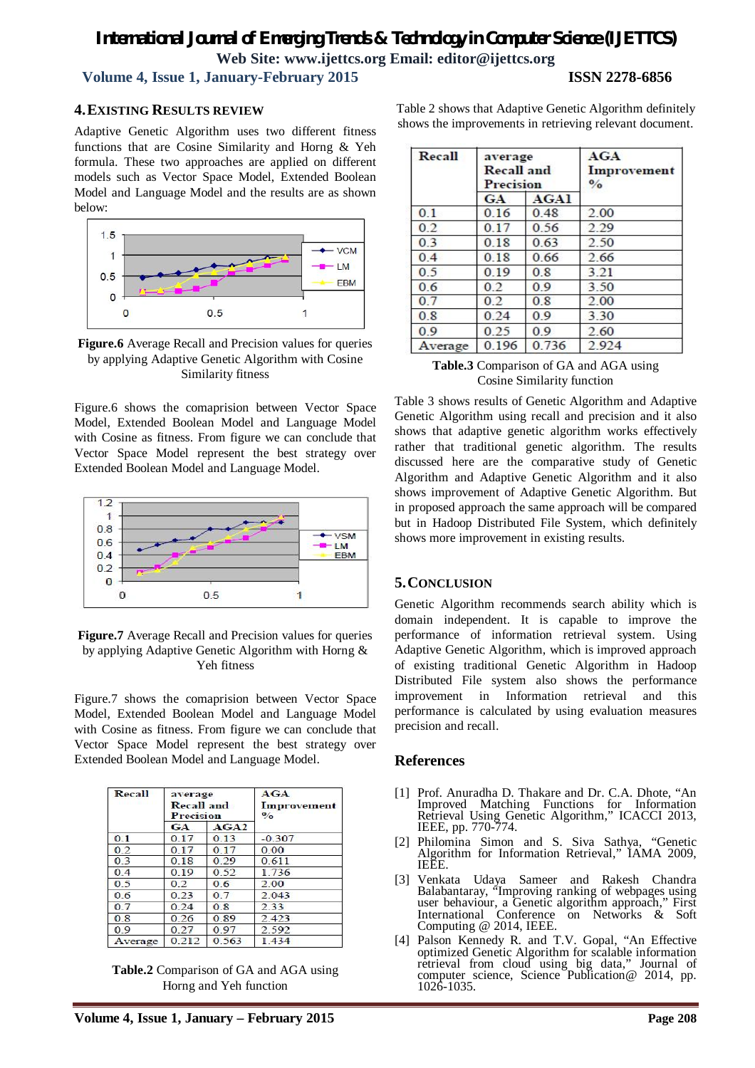## 4. EXISTING RESULTS REVIEW

Adaptive Genetic Algorithm uses two different fitness functions that are Cosine Similarity and Horng & Yeh formula. These two approaches are applied on different models such as Vector Space Model, Extended Boolean Model and Language Model and the results are as shown below:

**Figure.6** Average Recall and Precision values for queries by applying Adaptive Genetic Algorithm with Cosine Similarity fitness

Figure.6 shows the comaprision between Vector Space Model, Extended Boolean Model and Language Model with Cosine as fitness. From figure we can conclude that Vector Space Model represent the best strategy over Extended Boolean Model and Language Model.

**Figure.7** Average Recall and Precision values for queries by applying Adaptive Genetic Algorithm with Horng & Yeh fitness

Figure.7 shows the comaprision between Vector Space Model, Extended Boolean Model and Language Model with Cosine as fitness. From figure we can conclude that Vector Space Model represent the best strategy over Extended Boolean Model and Language Model.

| Recall | average Recall and Precision | | AGA Improvement % |
|---|---|---|---|
| | GA | AGA2 | |
| 0.1 | 0.17 | 0.13 | -0.307 |
| 0.2 | 0.17 | 0.17 | 0.00 |
| 0.3 | 0.18 | 0.29 | 0.611 |
| 0.4 | 0.19 | 0.52 | 1.736 |
| 0.5 | 0.2 | 0.6 | 2.00 |
| 0.6 | 0.23 | 0.7 | 2.043 |
| 0.7 | 0.24 | 0.8 | 2.33 |
| 0.8 | 0.26 | 0.89 | 2.423 |
| 0.9 | 0.27 | 0.97 | 2.592 |
| Average | 0.212 | 0.563 | 1.434 |

**Table.2** Comparison of GA and AGA using Horng and Yeh function

Table 2 shows that Adaptive Genetic Algorithm definitely shows the improvements in retrieving relevant document.

| Recall | average Recall and Precision | | AGA Improvement % |
|---|---|---|---|
| | GA | AGA1 | |
| 0.1 | 0.16 | 0.48 | 2.00 |
| 0.2 | 0.17 | 0.56 | 2.29 |
| 0.3 | 0.18 | 0.63 | 2.50 |
| 0.4 | 0.18 | 0.66 | 2.66 |
| 0.5 | 0.19 | 0.8 | 3.21 |
| 0.6 | 0.2 | 0.9 | 3.50 |
| 0.7 | 0.2 | 0.8 | 2.00 |
| 0.8 | 0.24 | 0.9 | 3.30 |
| 0.9 | 0.25 | 0.9 | 2.60 |
| Average | 0.196 | 0.736 | 2.924 |

**Table.3** Comparison of GA and AGA using Cosine Similarity function

Table 3 shows results of Genetic Algorithm and Adaptive Genetic Algorithm using recall and precision and it also shows that adaptive genetic algorithm works effectively rather that traditional genetic algorithm. The results discussed here are the comparative study of Genetic Algorithm and Adaptive Genetic Algorithm and it also shows improvement of Adaptive Genetic Algorithm. But in proposed approach the same approach will be compared but in Hadoop Distributed File System, which definitely shows more improvement in existing results.

## 5. CONCLUSION

Genetic Algorithm recommends search ability which is domain independent. It is capable to improve the performance of information retrieval system. Using Adaptive Genetic Algorithm, which is improved approach of existing traditional Genetic Algorithm in Hadoop Distributed File system also shows the performance improvement in Information retrieval and this performance is calculated by using evaluation measures precision and recall.

## References

[1] Prof. Anuradha D. Thakare and Dr. C.A. Dhote, "An Improved Matching Functions for Information Retrieval Using Genetic Algorithm," ICACCI 2013, IEEE, pp. 770-774.

[2] Philomina Simon and S. Siva Sathya, "Genetic Algorithm for Information Retrieval," IAMA 2009, IEEE.

[3] Venkata Udaya Sameer and Rakesh Chandra Balabantaray, "Improving ranking of webpages using user behaviour, a Genetic algorithm approach," First International Conference on Networks & Soft Computing @ 2014, IEEE.

[4] Palson Kennedy R. and T.V. Gopal, "An Effective optimized Genetic Algorithm for scalable information retrieval from cloud using big data," Journal of computer science, Science Publication@ 2014, pp. 1026-1035.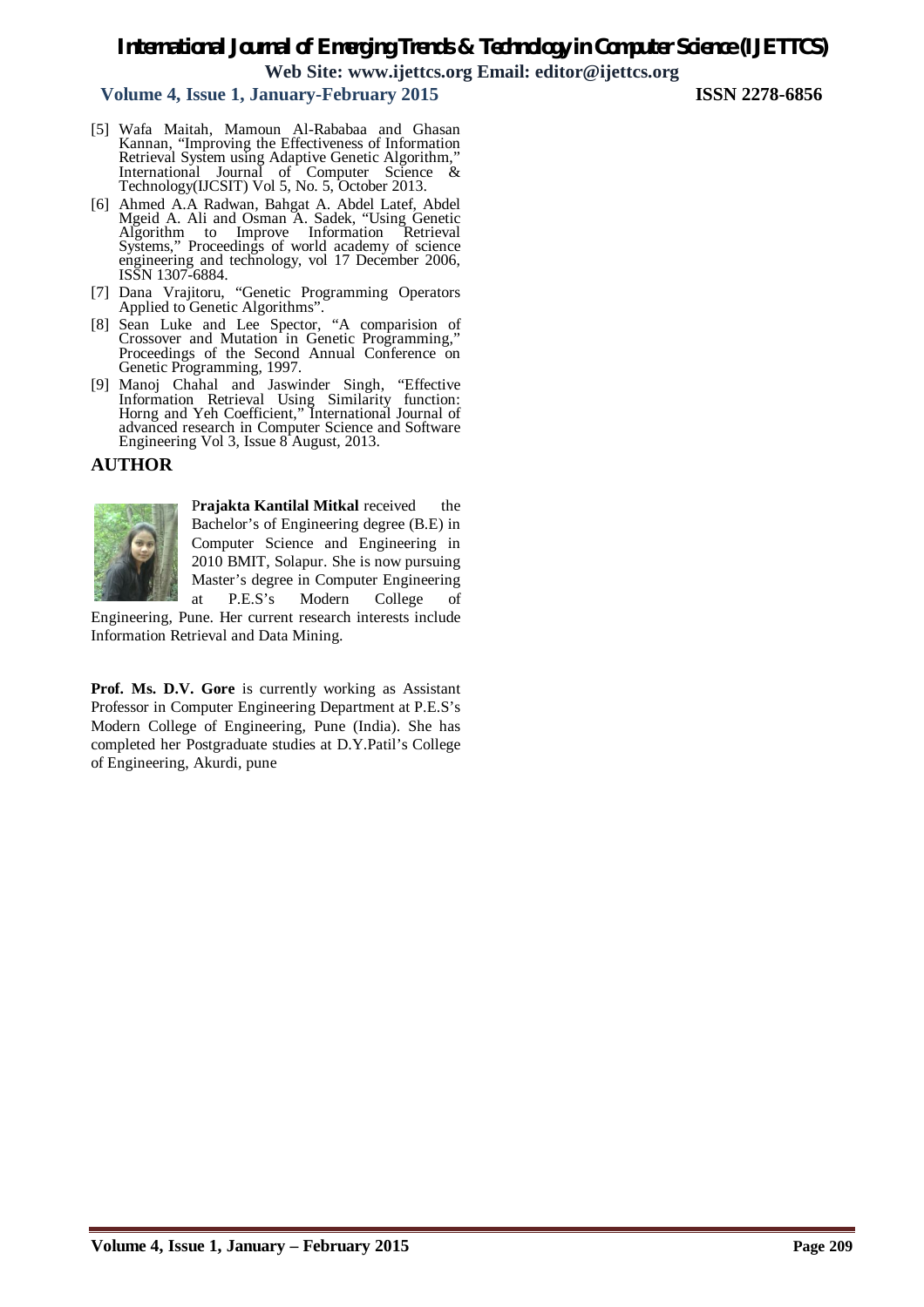[5] Wafa Maitah, Mamoun Al-Rababaa and Ghasan Kannan, "Improving the Effectiveness of Information Retrieval System using Adaptive Genetic Algorithm," International Journal of Computer Science & Technology(IJCSIT) Vol 5, No. 5, October 2013.

[6] Ahmed A.A Radwan, Bahgat A. Abdel Latef, Abdel Mgeid A. Ali and Osman A. Sadek, "Using Genetic Algorithm to Improve Information Retrieval Systems," Proceedings of world academy of science engineering and technology, vol 17 December 2006, ISSN 1307-6884.

[7] Dana Vrajitoru, "Genetic Programming Operators Applied to Genetic Algorithms".

[8] Sean Luke and Lee Spector, "A comparision of Crossover and Mutation in Genetic Programming," Proceedings of the Second Annual Conference on Genetic Programming, 1997.

[9] Manoj Chahal and Jaswinder Singh, "Effective Information Retrieval Using Similarity function: Horng and Yeh Coefficient," International Journal of advanced research in Computer Science and Software Engineering Vol 3, Issue 8 August, 2013.

## AUTHOR

**Prajakta Kantilal Mitkal** received the Bachelor's of Engineering degree (B.E) in Computer Science and Engineering in 2010 BMIT, Solapur. She is now pursuing Master's degree in Computer Engineering at P.E.S's Modern College of Engineering, Pune. Her current research interests include Information Retrieval and Data Mining.

**Prof. Ms. D.V. Gore** is currently working as Assistant Professor in Computer Engineering Department at P.E.S's Modern College of Engineering, Pune (India). She has completed her Postgraduate studies at D.Y.Patil's College of Engineering, Akurdi, pune